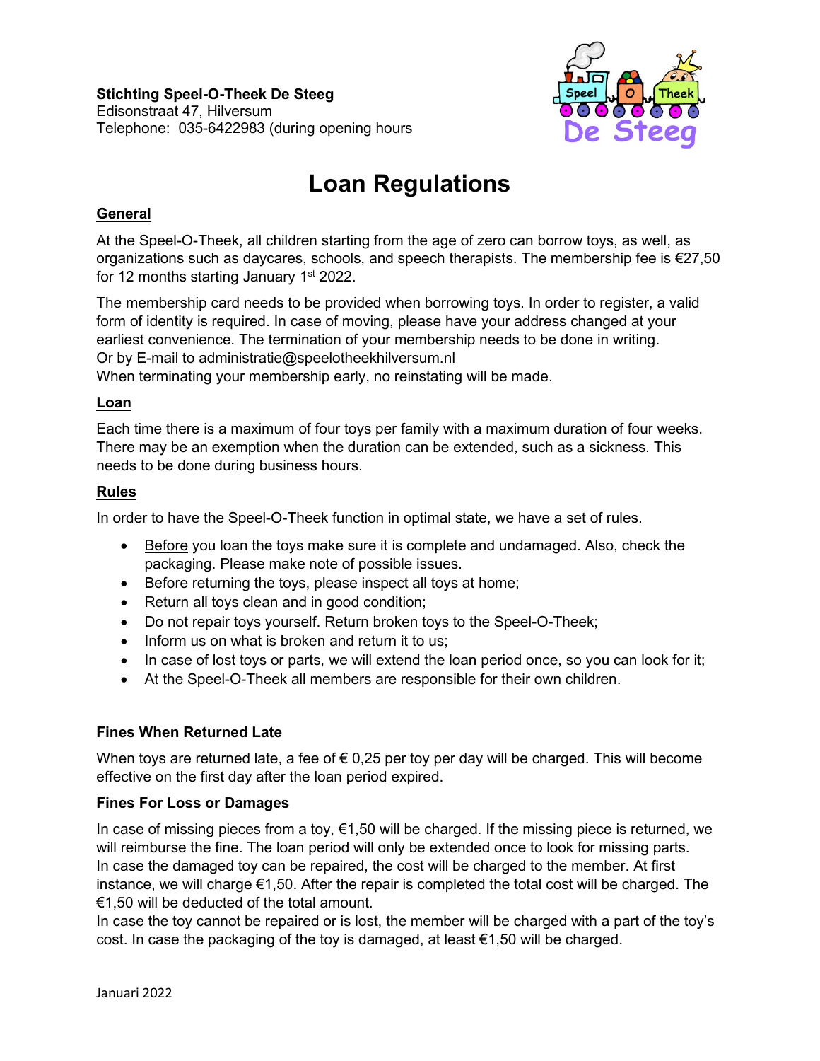**Stichting Speel-O-Theek De Steeg**
Edisonstraat 47, Hilversum
Telephone: 035-6422983 (during opening hours

# Loan Regulations

## General

At the Speel-O-Theek, all children starting from the age of zero can borrow toys, as well, as organizations such as daycares, schools, and speech therapists. The membership fee is €27,50 for 12 months starting January 1st 2022.

The membership card needs to be provided when borrowing toys. In order to register, a valid form of identity is required. In case of moving, please have your address changed at your earliest convenience. The termination of your membership needs to be done in writing.
Or by E-mail to administratie@speelotheekhilversum.nl
When terminating your membership early, no reinstating will be made.

## Loan

Each time there is a maximum of four toys per family with a maximum duration of four weeks. There may be an exemption when the duration can be extended, such as a sickness. This needs to be done during business hours.

## Rules

In order to have the Speel-O-Theek function in optimal state, we have a set of rules.

- Before you loan the toys make sure it is complete and undamaged. Also, check the packaging. Please make note of possible issues.
- Before returning the toys, please inspect all toys at home;
- Return all toys clean and in good condition;
- Do not repair toys yourself. Return broken toys to the Speel-O-Theek;
- Inform us on what is broken and return it to us;
- In case of lost toys or parts, we will extend the loan period once, so you can look for it;
- At the Speel-O-Theek all members are responsible for their own children.

### Fines When Returned Late

When toys are returned late, a fee of € 0,25 per toy per day will be charged. This will become effective on the first day after the loan period expired.

### Fines For Loss or Damages

In case of missing pieces from a toy, €1,50 will be charged. If the missing piece is returned, we will reimburse the fine. The loan period will only be extended once to look for missing parts.
In case the damaged toy can be repaired, the cost will be charged to the member. At first instance, we will charge €1,50. After the repair is completed the total cost will be charged. The €1,50 will be deducted of the total amount.
In case the toy cannot be repaired or is lost, the member will be charged with a part of the toy's cost. In case the packaging of the toy is damaged, at least €1,50 will be charged.

Januari 2022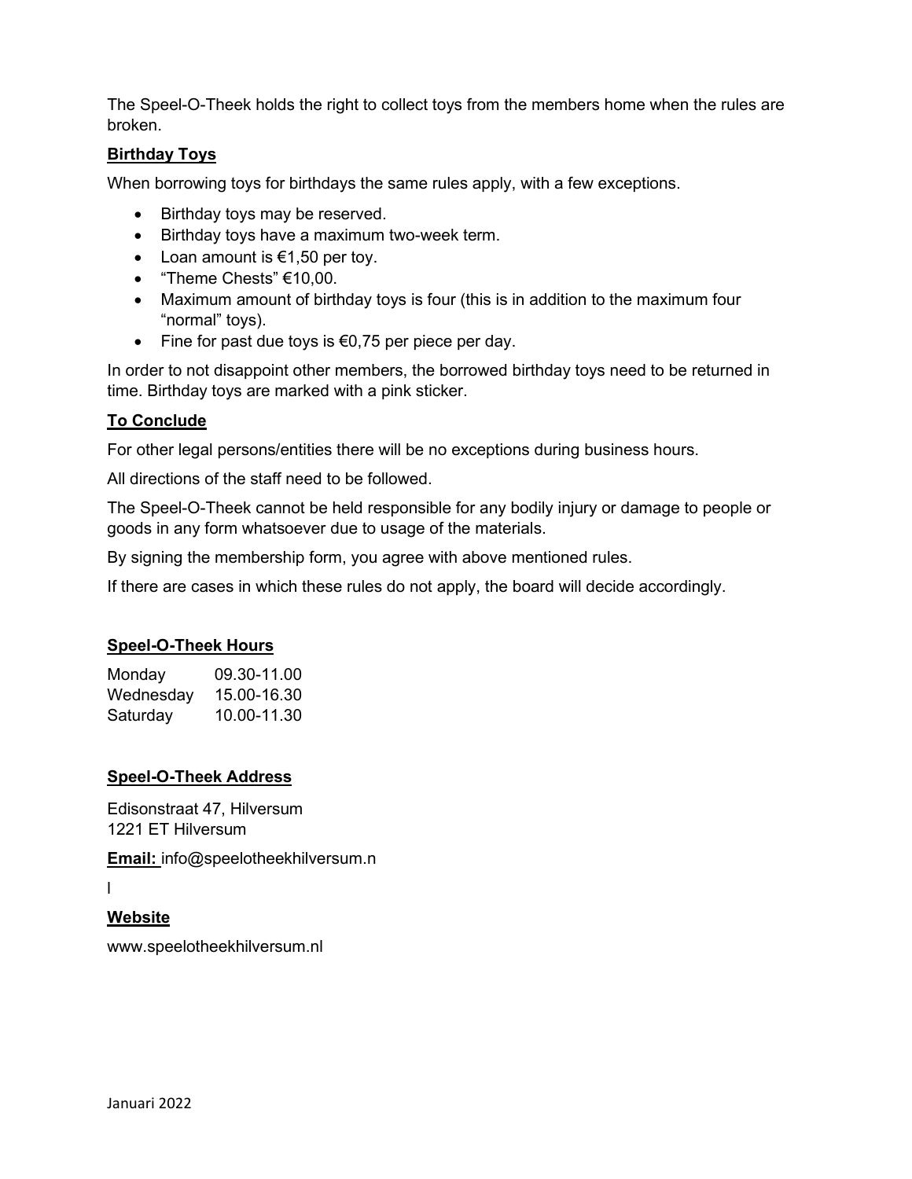The Speel-O-Theek holds the right to collect toys from the members home when the rules are broken.

## Birthday Toys

When borrowing toys for birthdays the same rules apply, with a few exceptions.

- Birthday toys may be reserved.
- Birthday toys have a maximum two-week term.
- Loan amount is €1,50 per toy.
- "Theme Chests" €10,00.
- Maximum amount of birthday toys is four (this is in addition to the maximum four "normal" toys).
- Fine for past due toys is €0,75 per piece per day.

In order to not disappoint other members, the borrowed birthday toys need to be returned in time. Birthday toys are marked with a pink sticker.

## To Conclude

For other legal persons/entities there will be no exceptions during business hours.

All directions of the staff need to be followed.

The Speel-O-Theek cannot be held responsible for any bodily injury or damage to people or goods in any form whatsoever due to usage of the materials.

By signing the membership form, you agree with above mentioned rules.

If there are cases in which these rules do not apply, the board will decide accordingly.

## Speel-O-Theek Hours

| | |
|---|---|
| Monday | 09.30-11.00 |
| Wednesday | 15.00-16.30 |
| Saturday | 10.00-11.30 |

## Speel-O-Theek Address

Edisonstraat 47, Hilversum
1221 ET Hilversum

**Email:** info@speelotheekhilversum.n
l

## Website

www.speelotheekhilversum.nl

Januari 2022